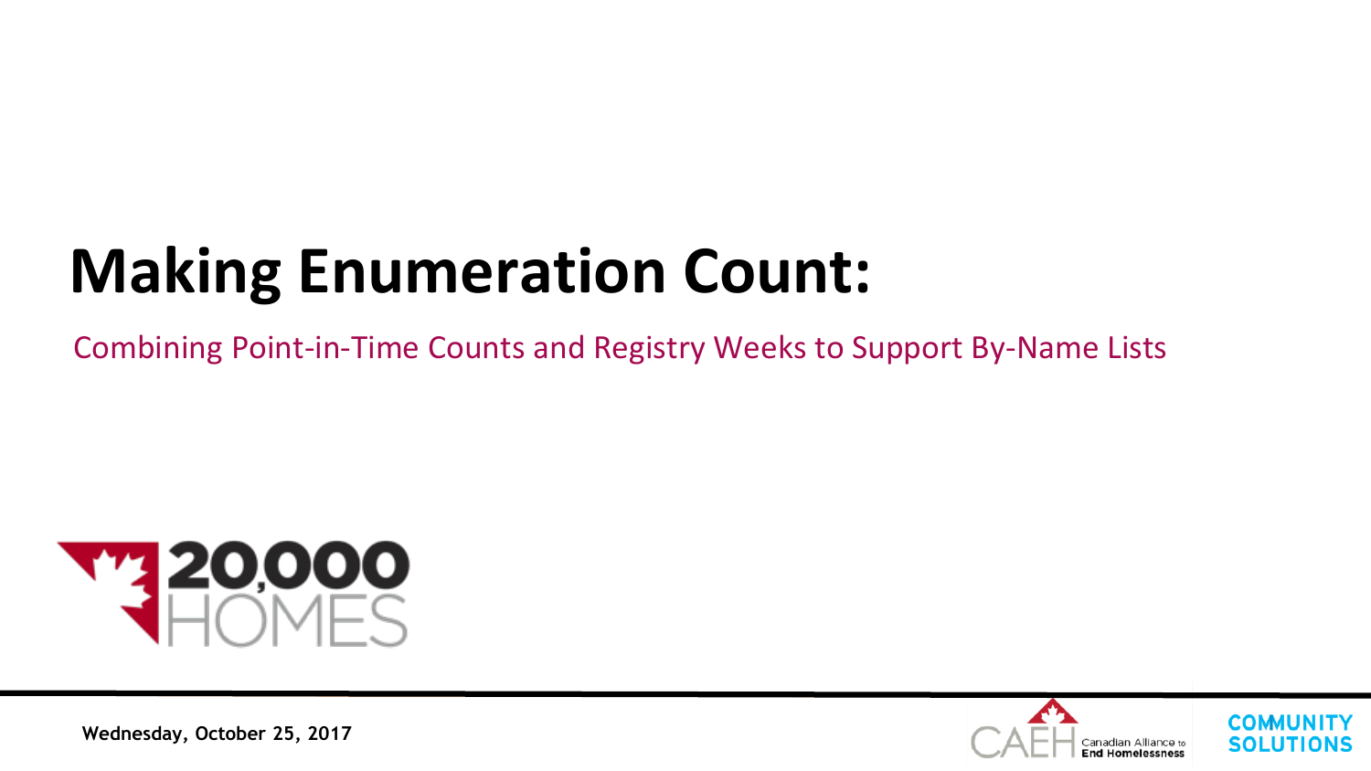# Making Enumeration Count:

Combining Point-in-Time Counts and Registry Weeks to Support By-Name Lists

20,000 HOMES

**Wednesday, October 25, 2017**

CAEH Canadian Alliance to End Homelessness

COMMUNITY SOLUTIONS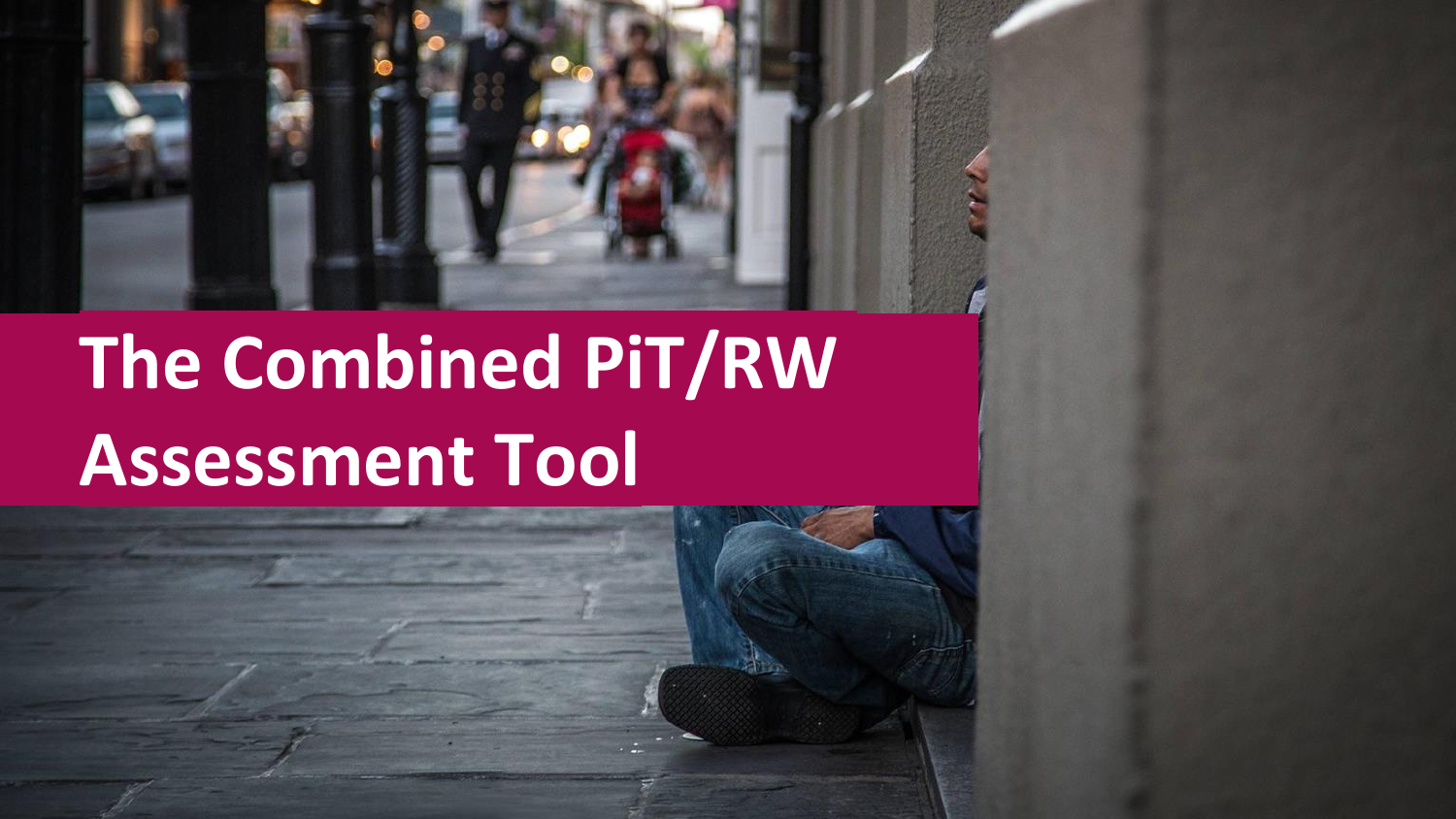# The Combined PiT/RW Assessment Tool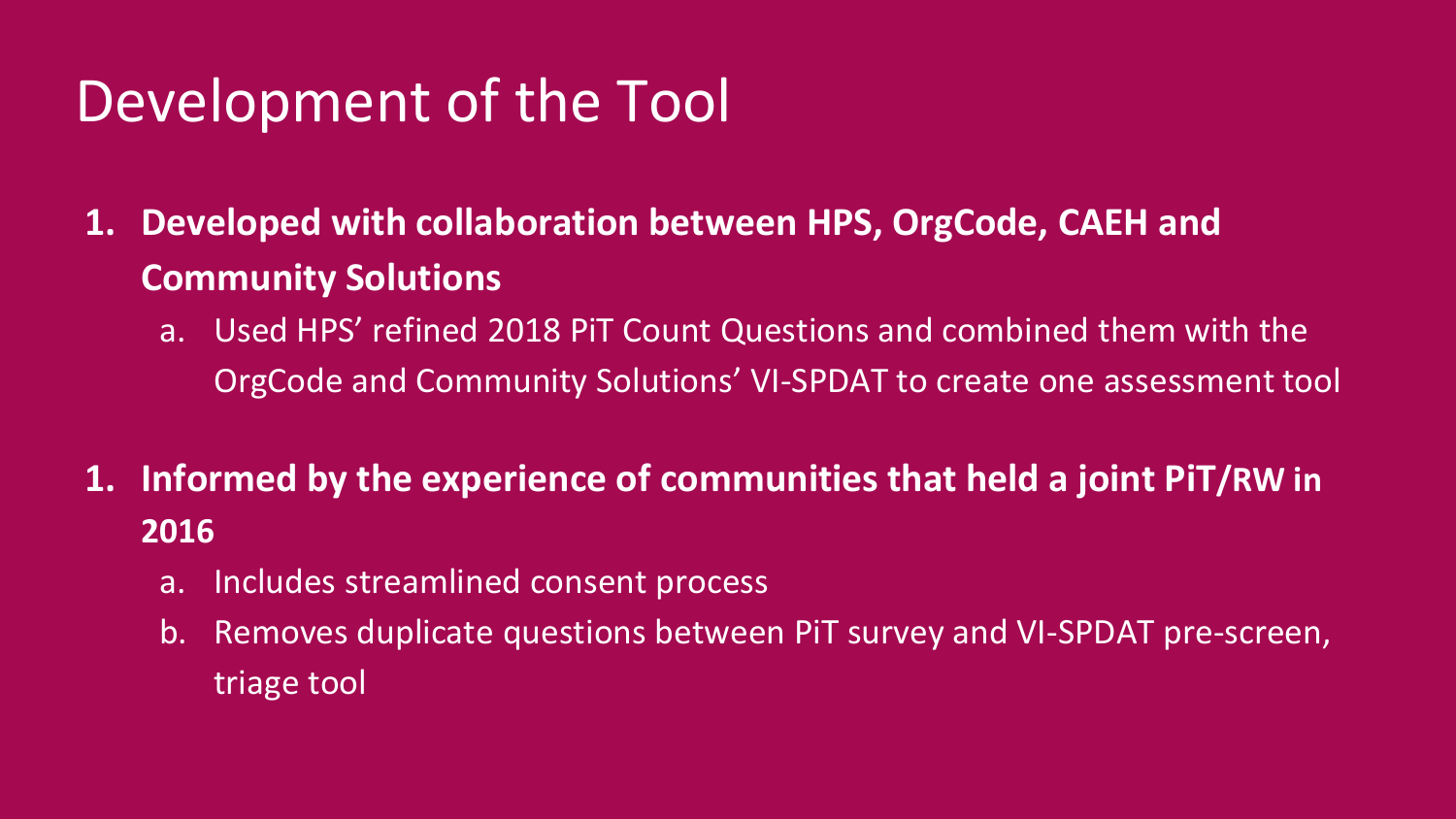# Development of the Tool

1. **Developed with collaboration between HPS, OrgCode, CAEH and Community Solutions**
   a. Used HPS' refined 2018 PiT Count Questions and combined them with the OrgCode and Community Solutions' VI-SPDAT to create one assessment tool

1. **Informed by the experience of communities that held a joint PiT/RW in 2016**
   a. Includes streamlined consent process
   b. Removes duplicate questions between PiT survey and VI-SPDAT pre-screen, triage tool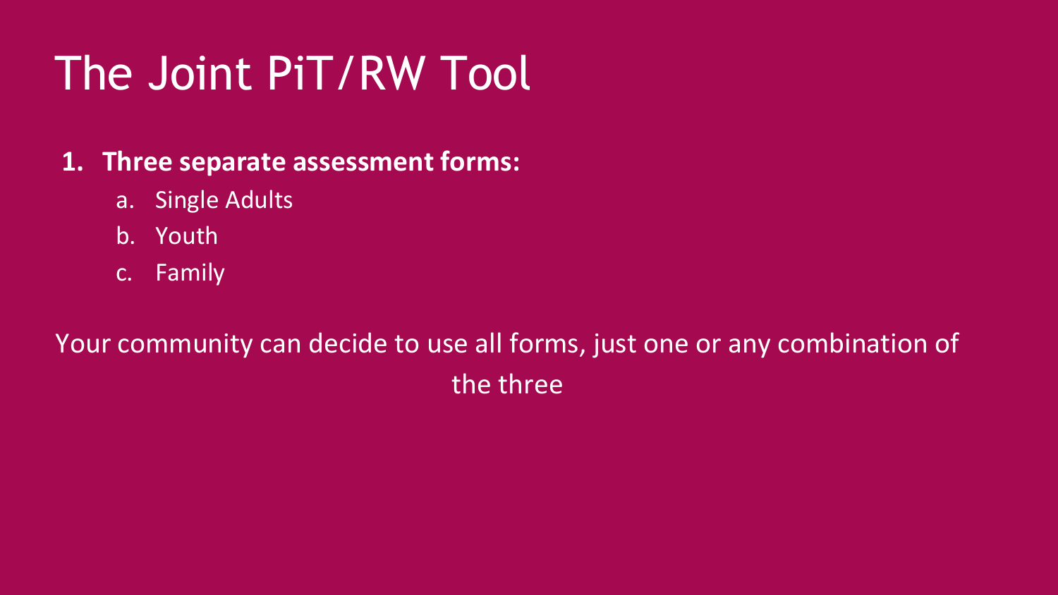# The Joint PiT/RW Tool

1. **Three separate assessment forms:**
   a. Single Adults
   b. Youth
   c. Family

Your community can decide to use all forms, just one or any combination of the three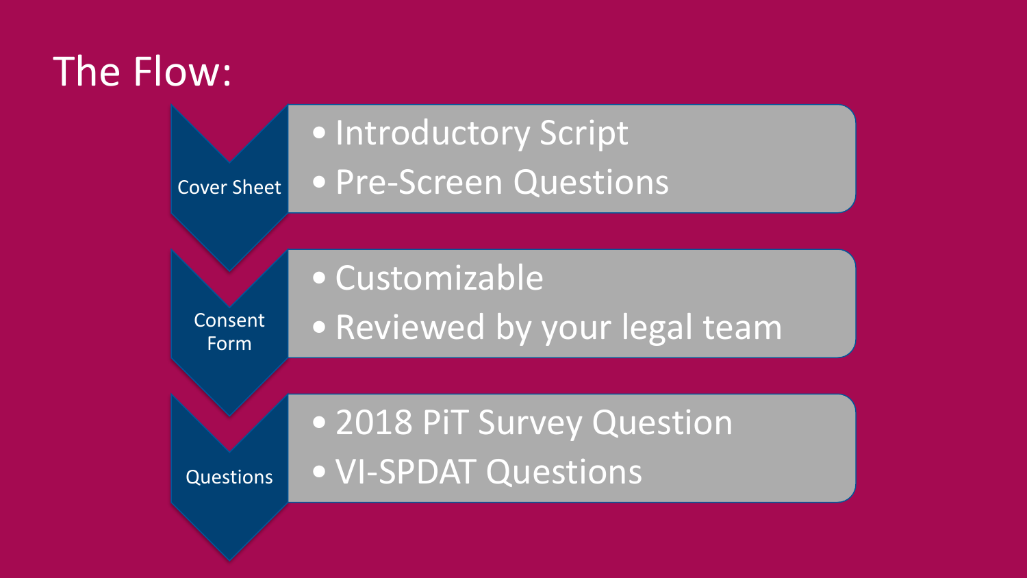# The Flow:

**Cover Sheet**

- Introductory Script
- Pre-Screen Questions

**Consent Form**

- Customizable
- Reviewed by your legal team

**Questions**

- 2018 PiT Survey Question
- VI-SPDAT Questions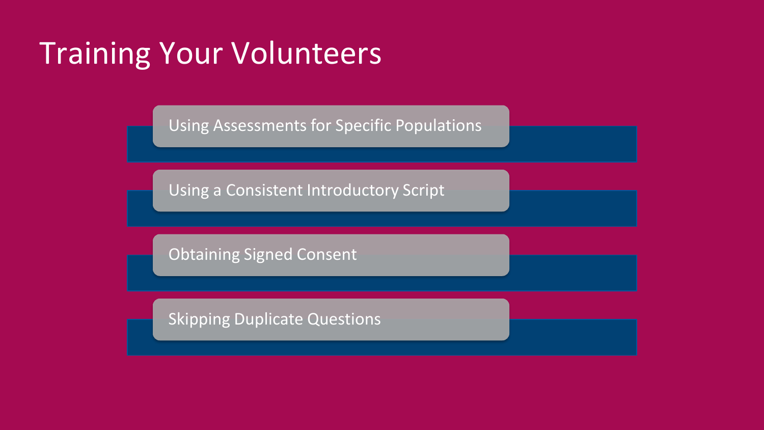# Training Your Volunteers

- Using Assessments for Specific Populations
- Using a Consistent Introductory Script
- Obtaining Signed Consent
- Skipping Duplicate Questions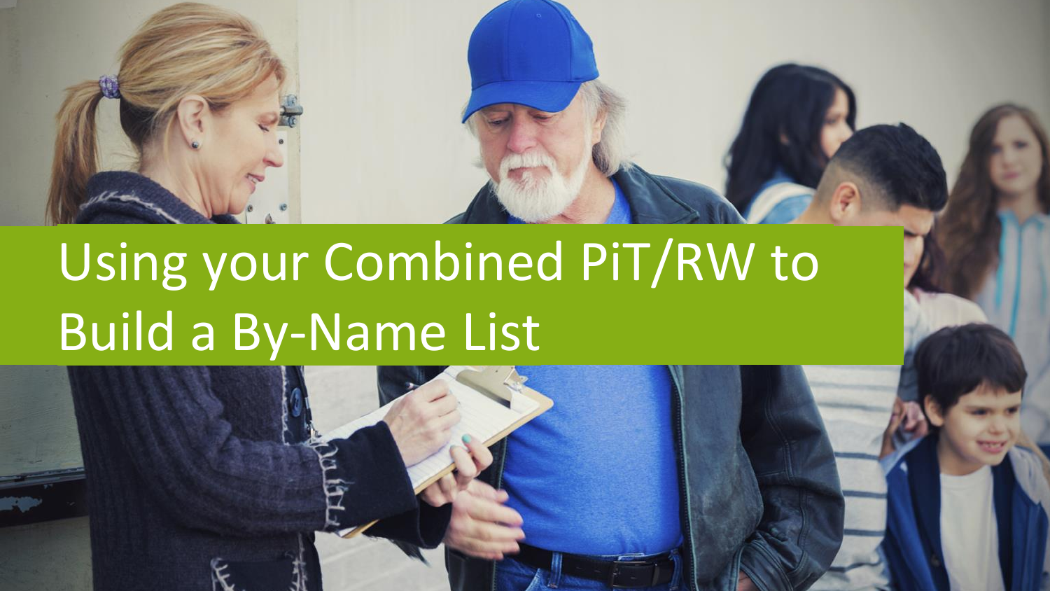# Using your Combined PiT/RW to Build a By-Name List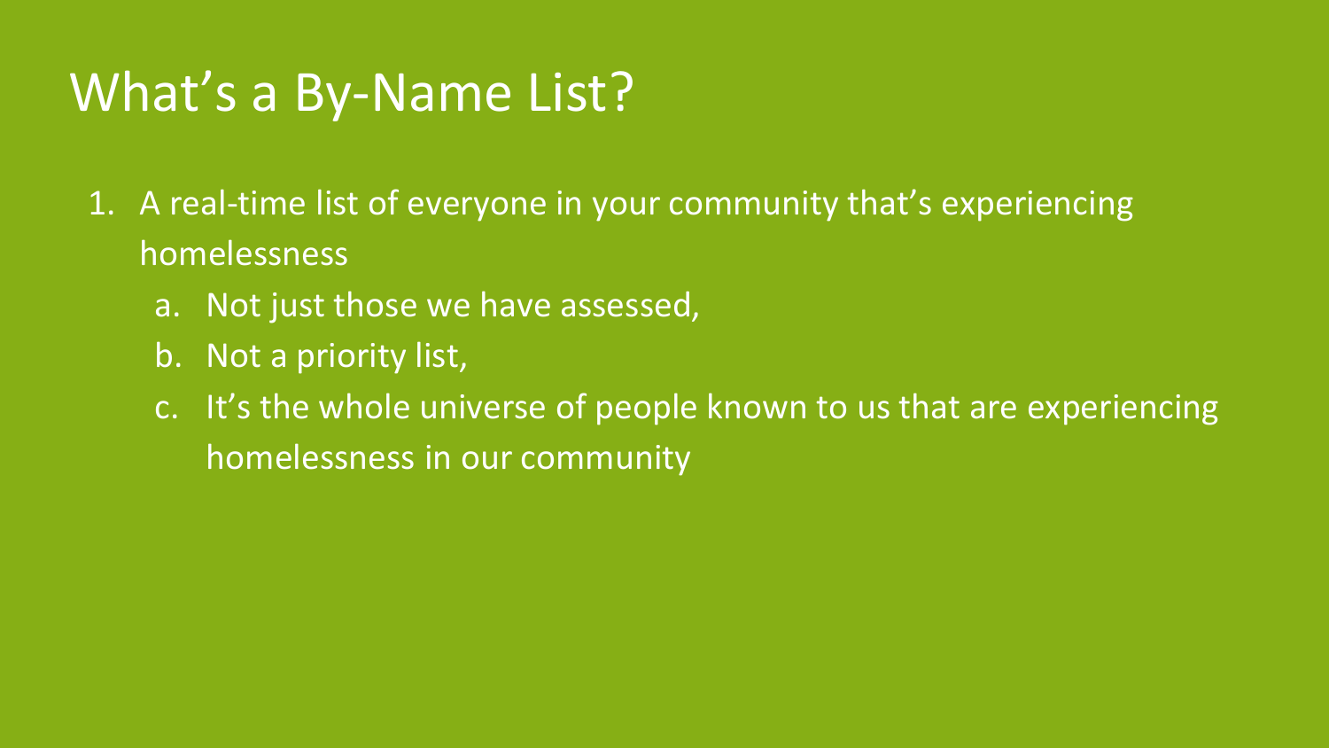# What's a By-Name List?

1. A real-time list of everyone in your community that's experiencing homelessness
   a. Not just those we have assessed,
   b. Not a priority list,
   c. It's the whole universe of people known to us that are experiencing homelessness in our community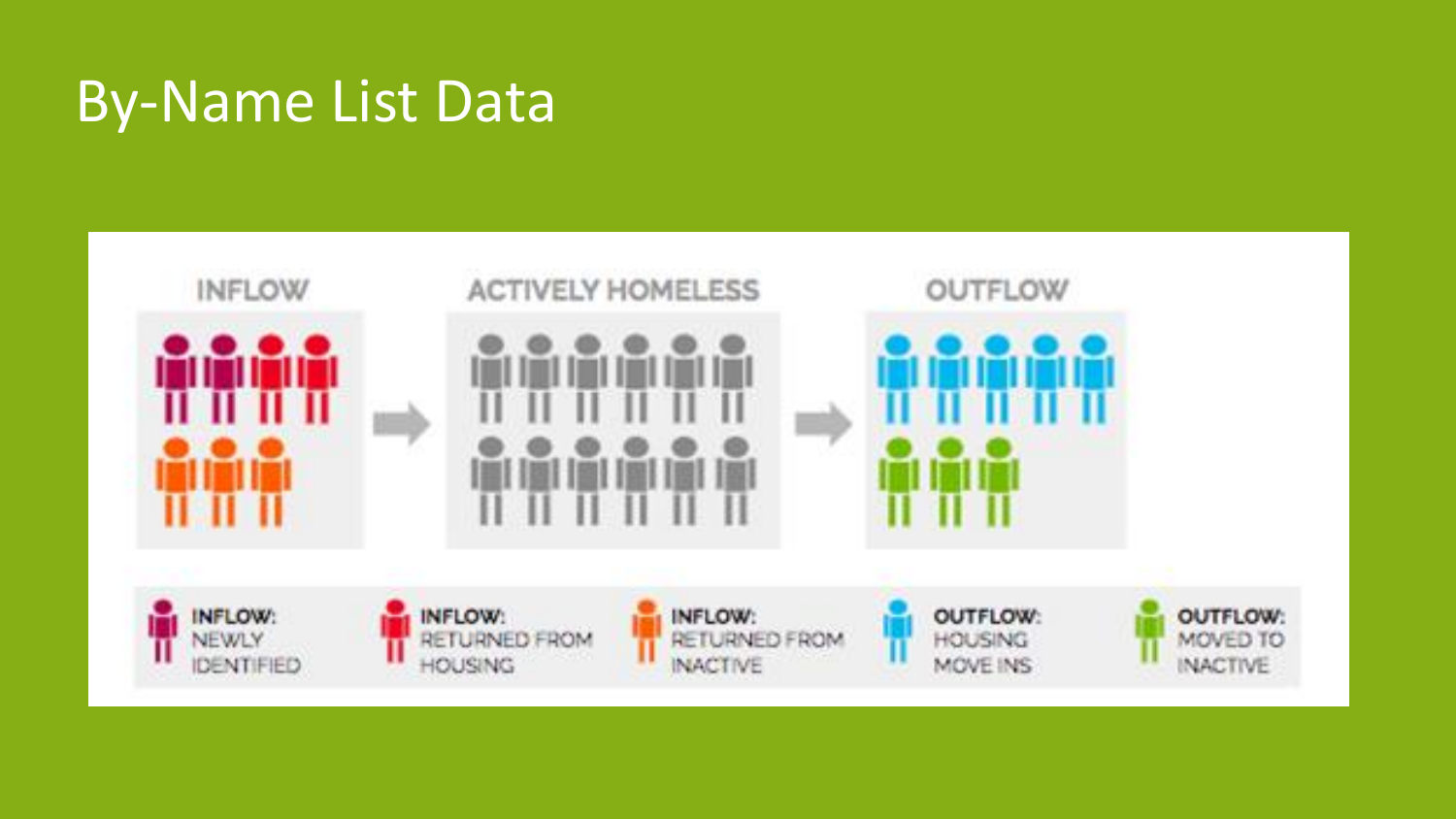# By-Name List Data

INFLOW → ACTIVELY HOMELESS → OUTFLOW

- INFLOW: NEWLY IDENTIFIED
- INFLOW: RETURNED FROM HOUSING
- INFLOW: RETURNED FROM INACTIVE
- OUTFLOW: HOUSING MOVE INS
- OUTFLOW: MOVED TO INACTIVE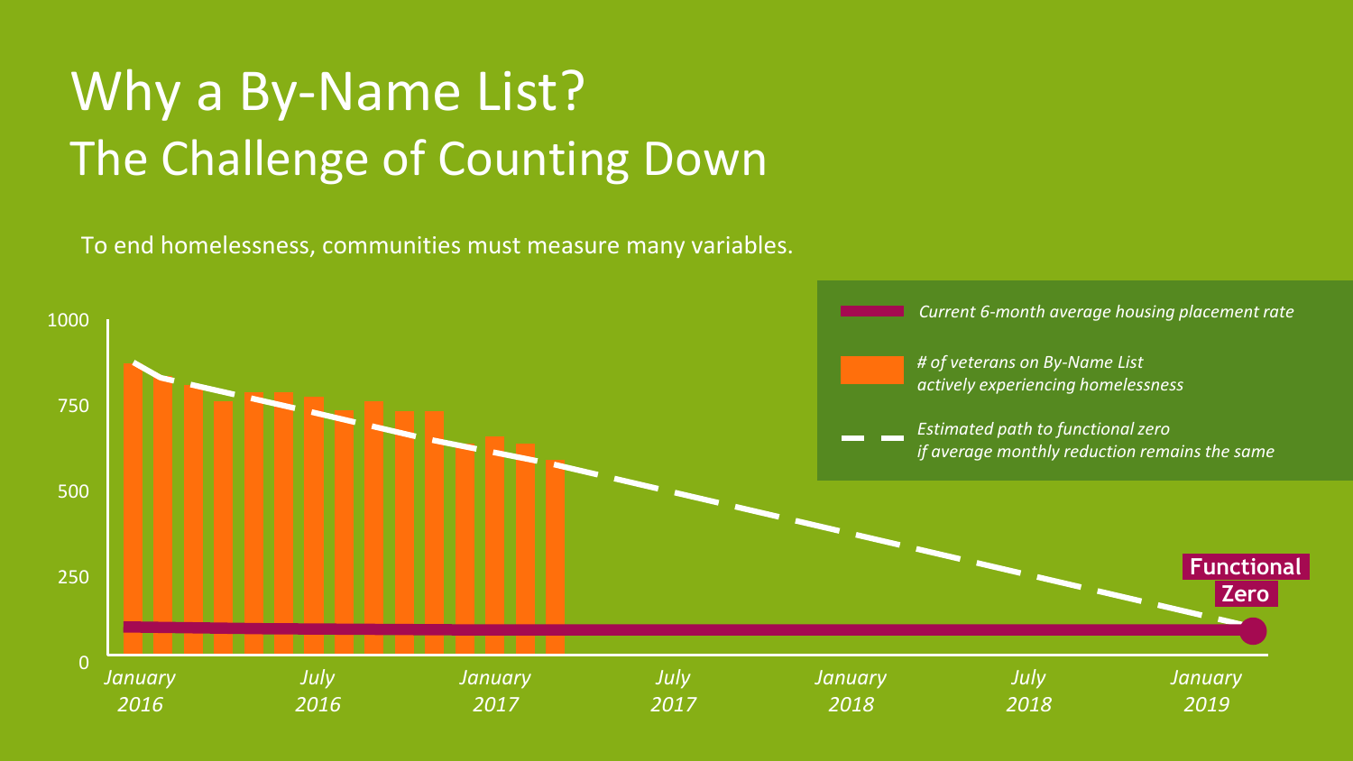# Why a By-Name List?
## The Challenge of Counting Down

To end homelessness, communities must measure many variables.

*Current 6-month average housing placement rate*

*# of veterans on By-Name List actively experiencing homelessness*

*Estimated path to functional zero if average monthly reduction remains the same*

1000

750

500

250

0

*January 2016* *July 2016* *January 2017* *July 2017* *January 2018* *July 2018* *January 2019*

**Functional Zero**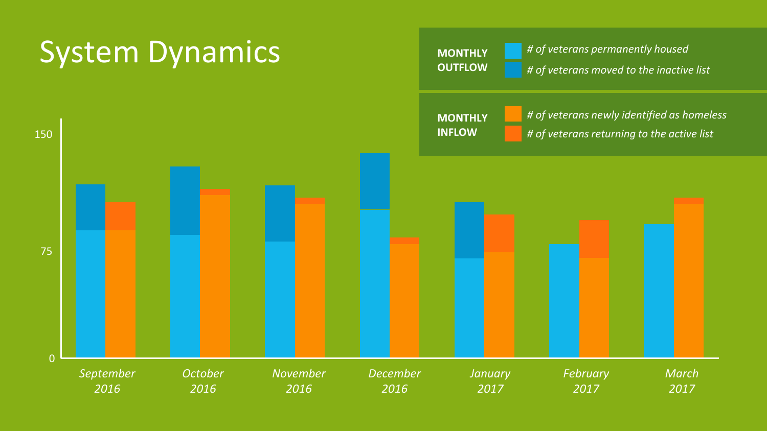# System Dynamics

**MONTHLY OUTFLOW**
- *# of veterans permanently housed*
- *# of veterans moved to the inactive list*

**MONTHLY INFLOW**
- *# of veterans newly identified as homeless*
- *# of veterans returning to the active list*

150

75

0

*September 2016* *October 2016* *November 2016* *December 2016* *January 2017* *February 2017* *March 2017*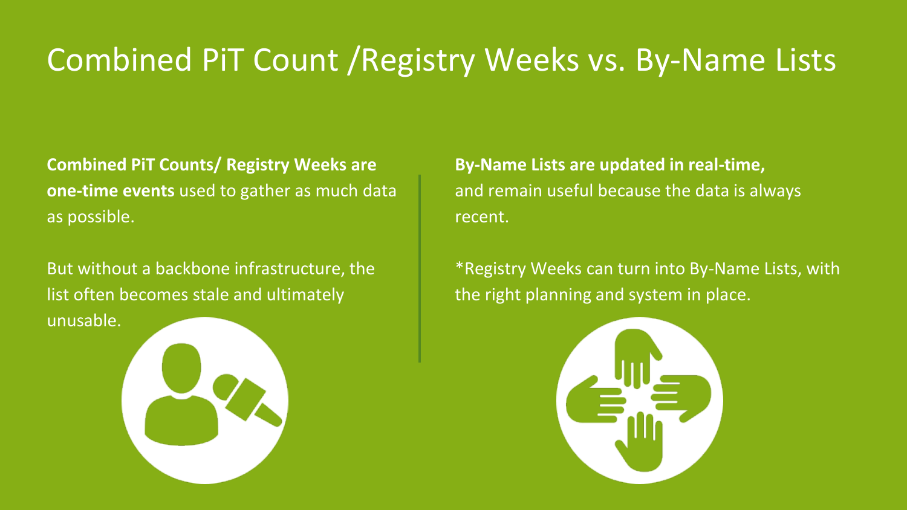# Combined PiT Count /Registry Weeks vs. By-Name Lists

**Combined PiT Counts/ Registry Weeks are one-time events** used to gather as much data as possible.

But without a backbone infrastructure, the list often becomes stale and ultimately unusable.

**By-Name Lists are updated in real-time,** and remain useful because the data is always recent.

*Registry Weeks can turn into By-Name Lists, with the right planning and system in place.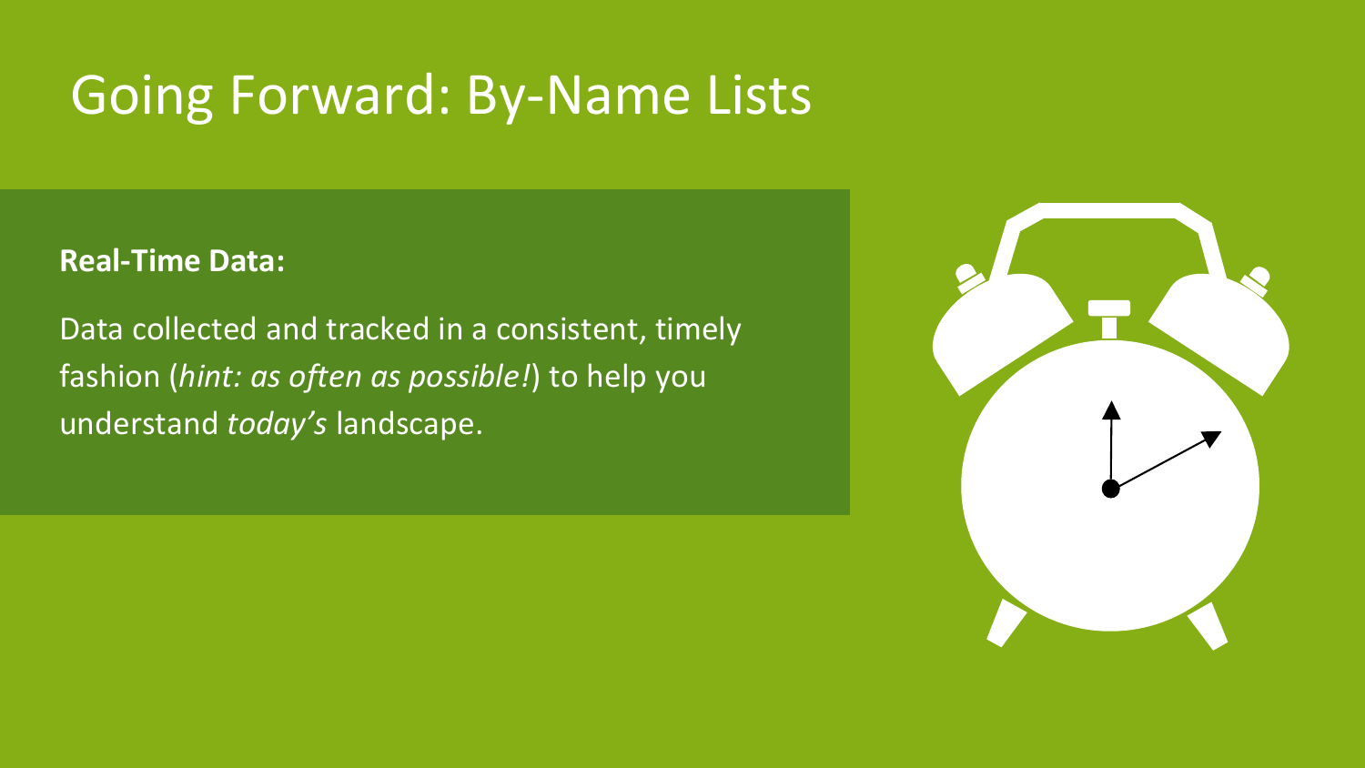# Going Forward: By-Name Lists

**Real-Time Data:**

Data collected and tracked in a consistent, timely fashion (*hint: as often as possible!*) to help you understand *today's* landscape.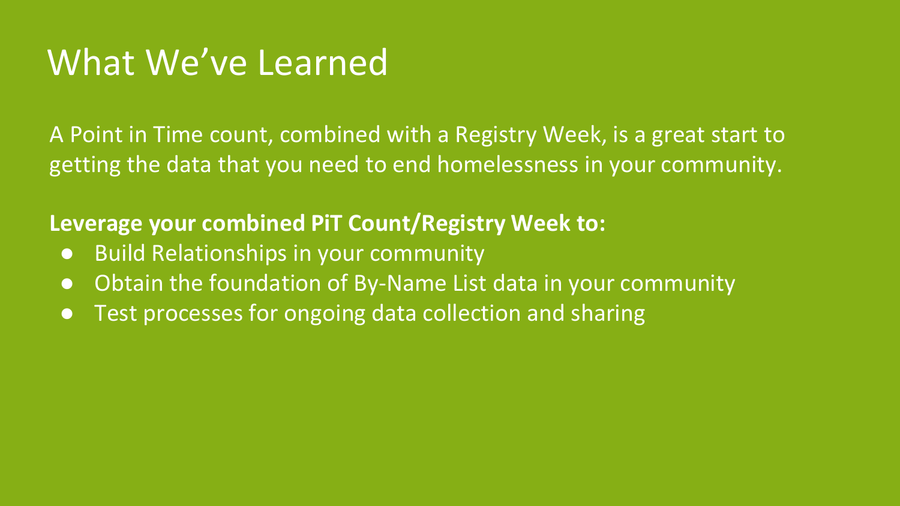# What We've Learned

A Point in Time count, combined with a Registry Week, is a great start to getting the data that you need to end homelessness in your community.

**Leverage your combined PiT Count/Registry Week to:**

- Build Relationships in your community
- Obtain the foundation of By-Name List data in your community
- Test processes for ongoing data collection and sharing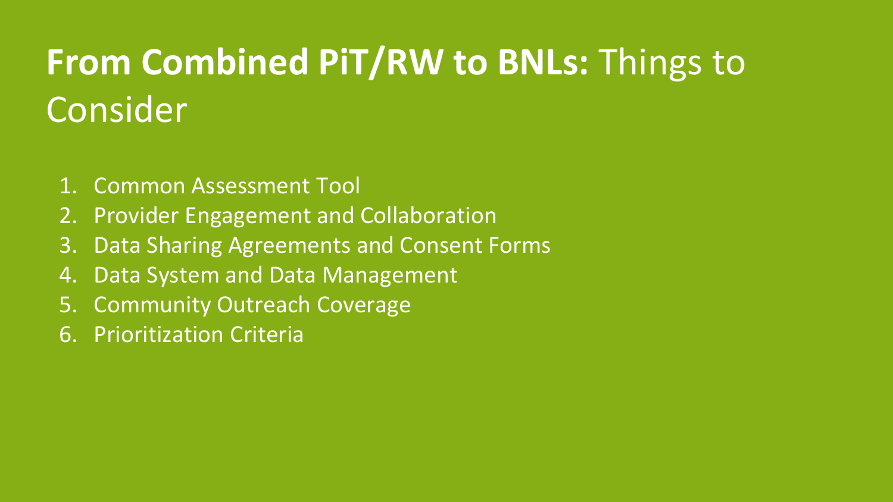# **From Combined PiT/RW to BNLs:** Things to Consider

1. Common Assessment Tool
2. Provider Engagement and Collaboration
3. Data Sharing Agreements and Consent Forms
4. Data System and Data Management
5. Community Outreach Coverage
6. Prioritization Criteria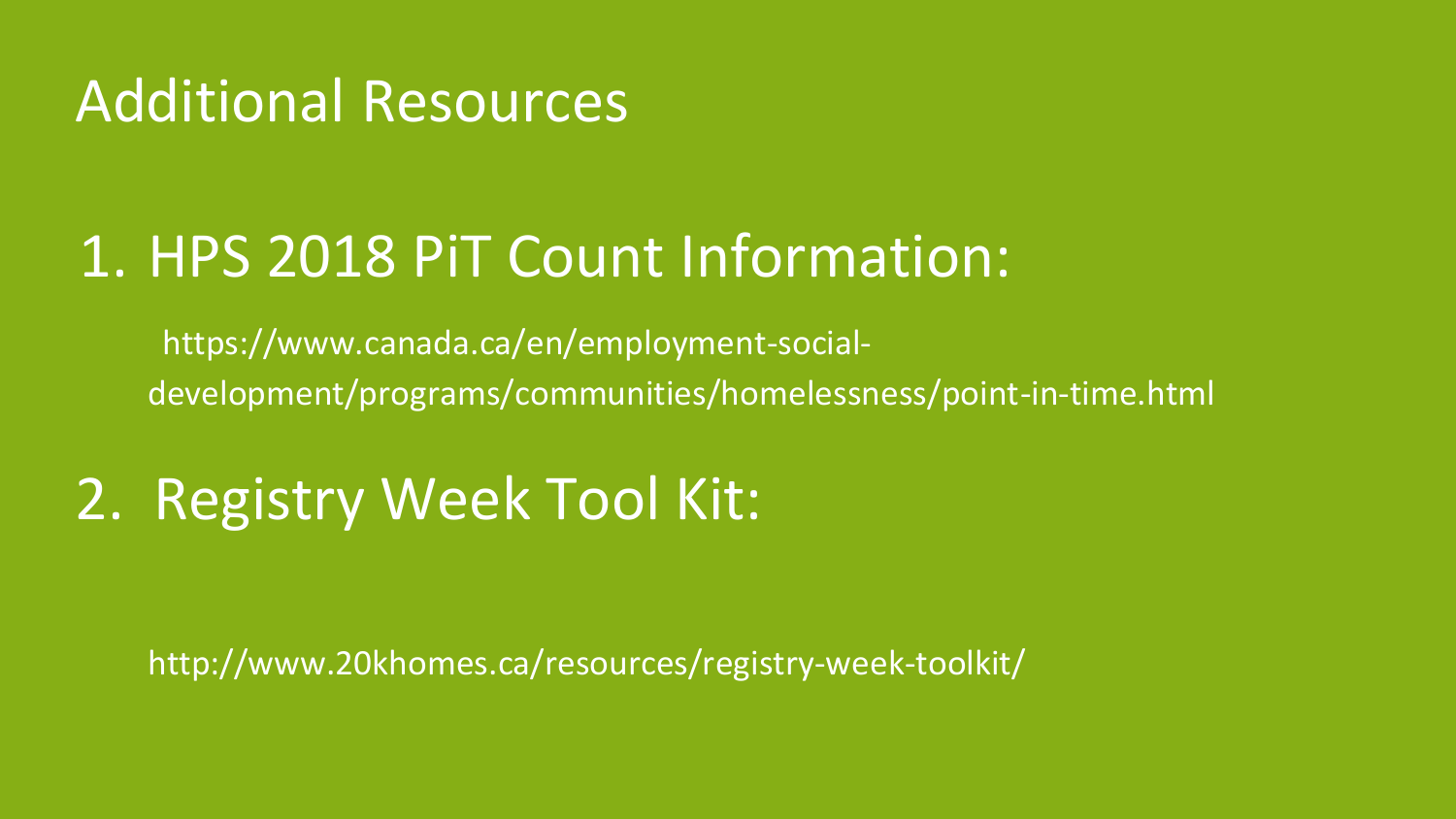# Additional Resources

1. HPS 2018 PiT Count Information:

   https://www.canada.ca/en/employment-social-development/programs/communities/homelessness/point-in-time.html

2. Registry Week Tool Kit:

   http://www.20khomes.ca/resources/registry-week-toolkit/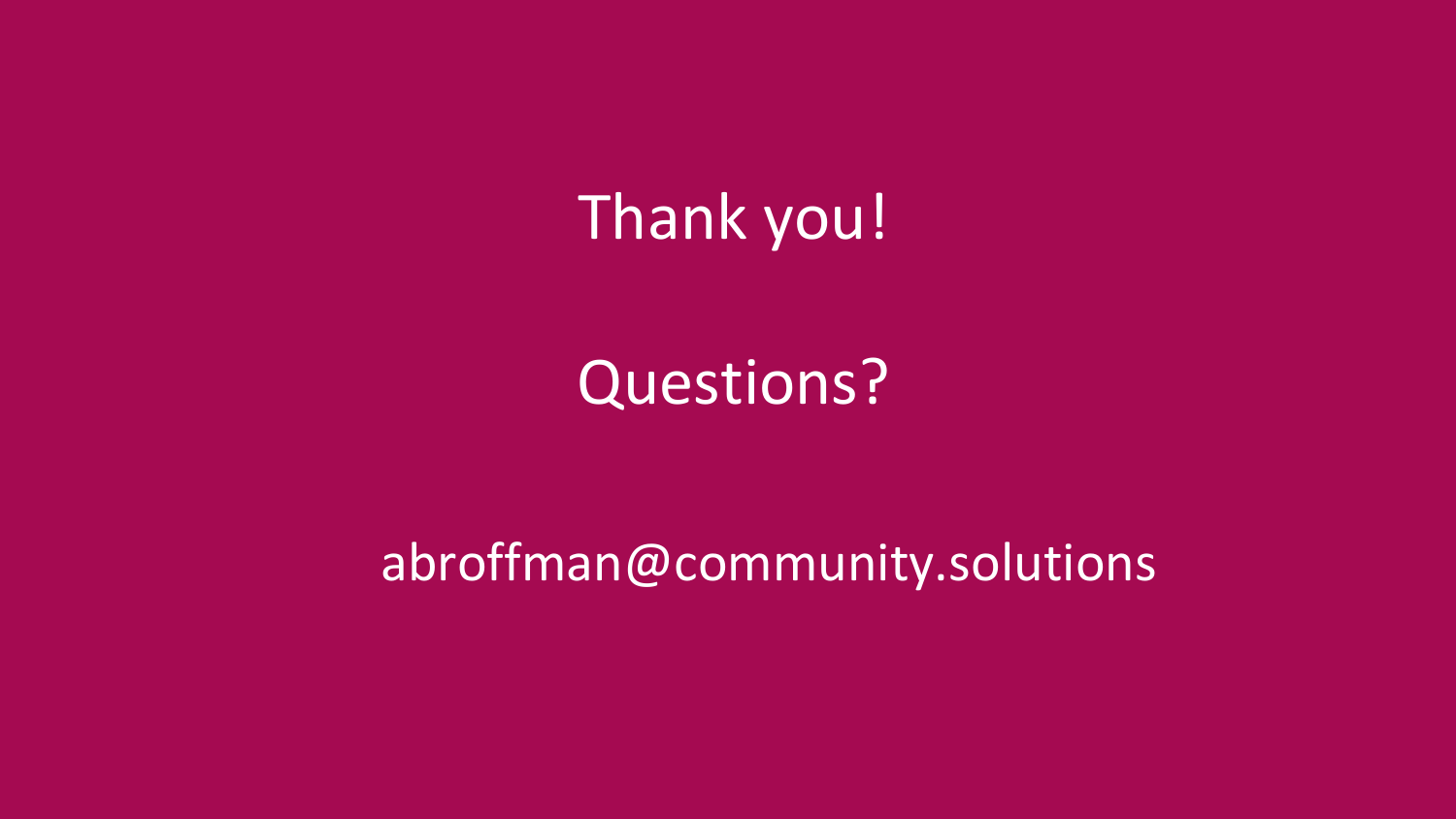Thank you!

Questions?

abroffman@community.solutions